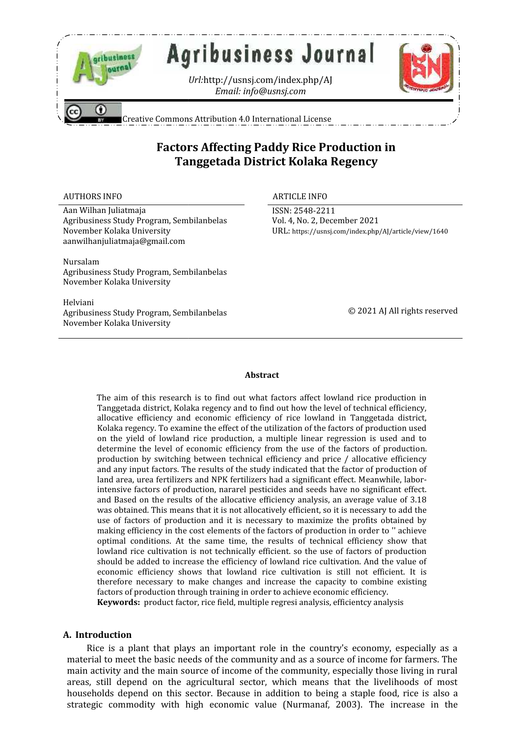# Factors Affecting Paddy Rice Production in Tanggetada District Kolaka Regency

AUTHORS INFO

Aan Wilhan Juliatmaja
Agribusiness Study Program, Sembilanbelas November Kolaka University
aanwilhanjuliatmaja@gmail.com

Nursalam
Agribusiness Study Program, Sembilanbelas November Kolaka University

Helviani
Agribusiness Study Program, Sembilanbelas November Kolaka University

ARTICLE INFO

ISSN: 2548-2211
Vol. 4, No. 2, December 2021
URL: https://usnsj.com/index.php/AJ/article/view/1640

© 2021 AJ All rights reserved

### Abstract

The aim of this research is to find out what factors affect lowland rice production in Tanggetada district, Kolaka regency and to find out how the level of technical efficiency, allocative efficiency and economic efficiency of rice lowland in Tanggetada district, Kolaka regency. To examine the effect of the utilization of the factors of production used on the yield of lowland rice production, a multiple linear regression is used and to determine the level of economic efficiency from the use of the factors of production. production by switching between technical efficiency and price / allocative efficiency and any input factors. The results of the study indicated that the factor of production of land area, urea fertilizers and NPK fertilizers had a significant effect. Meanwhile, labor-intensive factors of production, nararel pesticides and seeds have no significant effect. and Based on the results of the allocative efficiency analysis, an average value of 3.18 was obtained. This means that it is not allocatively efficient, so it is necessary to add the use of factors of production and it is necessary to maximize the profits obtained by making efficiency in the cost elements of the factors of production in order to '' achieve optimal conditions. At the same time, the results of technical efficiency show that lowland rice cultivation is not technically efficient. so the use of factors of production should be added to increase the efficiency of lowland rice cultivation. And the value of economic efficiency shows that lowland rice cultivation is still not efficient. It is therefore necessary to make changes and increase the capacity to combine existing factors of production through training in order to achieve economic efficiency.

**Keywords:** product factor, rice field, multiple regresi analysis, efficientcy analysis

## A. Introduction

Rice is a plant that plays an important role in the country's economy, especially as a material to meet the basic needs of the community and as a source of income for farmers. The main activity and the main source of income of the community, especially those living in rural areas, still depend on the agricultural sector, which means that the livelihoods of most households depend on this sector. Because in addition to being a staple food, rice is also a strategic commodity with high economic value (Nurmanaf, 2003). The increase in the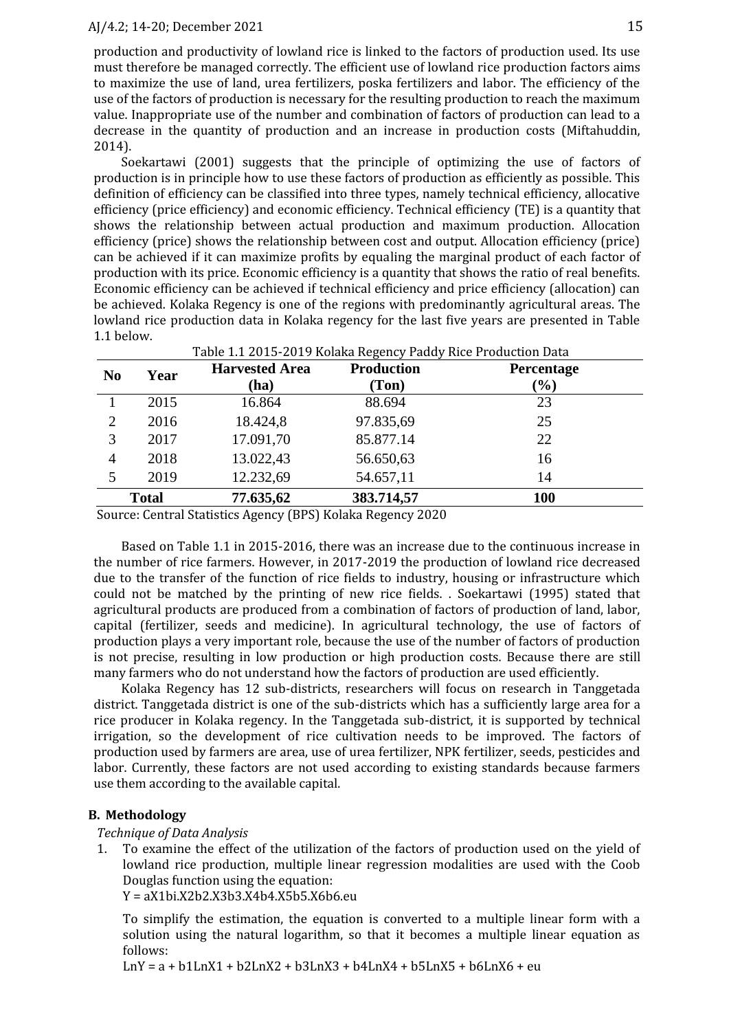production and productivity of lowland rice is linked to the factors of production used. Its use must therefore be managed correctly. The efficient use of lowland rice production factors aims to maximize the use of land, urea fertilizers, poska fertilizers and labor. The efficiency of the use of the factors of production is necessary for the resulting production to reach the maximum value. Inappropriate use of the number and combination of factors of production can lead to a decrease in the quantity of production and an increase in production costs (Miftahuddin, 2014).

Soekartawi (2001) suggests that the principle of optimizing the use of factors of production is in principle how to use these factors of production as efficiently as possible. This definition of efficiency can be classified into three types, namely technical efficiency, allocative efficiency (price efficiency) and economic efficiency. Technical efficiency (TE) is a quantity that shows the relationship between actual production and maximum production. Allocation efficiency (price) shows the relationship between cost and output. Allocation efficiency (price) can be achieved if it can maximize profits by equaling the marginal product of each factor of production with its price. Economic efficiency is a quantity that shows the ratio of real benefits. Economic efficiency can be achieved if technical efficiency and price efficiency (allocation) can be achieved. Kolaka Regency is one of the regions with predominantly agricultural areas. The lowland rice production data in Kolaka regency for the last five years are presented in Table 1.1 below.

Table 1.1 2015-2019 Kolaka Regency Paddy Rice Production Data

| No | Year | Harvested Area (ha) | Production (Ton) | Percentage (%) |
|---|---|---|---|---|
| 1 | 2015 | 16.864 | 88.694 | 23 |
| 2 | 2016 | 18.424,8 | 97.835,69 | 25 |
| 3 | 2017 | 17.091,70 | 85.877.14 | 22 |
| 4 | 2018 | 13.022,43 | 56.650,63 | 16 |
| 5 | 2019 | 12.232,69 | 54.657,11 | 14 |
| **Total** | | **77.635,62** | **383.714,57** | **100** |

Source: Central Statistics Agency (BPS) Kolaka Regency 2020

Based on Table 1.1 in 2015-2016, there was an increase due to the continuous increase in the number of rice farmers. However, in 2017-2019 the production of lowland rice decreased due to the transfer of the function of rice fields to industry, housing or infrastructure which could not be matched by the printing of new rice fields. . Soekartawi (1995) stated that agricultural products are produced from a combination of factors of production of land, labor, capital (fertilizer, seeds and medicine). In agricultural technology, the use of factors of production plays a very important role, because the use of the number of factors of production is not precise, resulting in low production or high production costs. Because there are still many farmers who do not understand how the factors of production are used efficiently.

Kolaka Regency has 12 sub-districts, researchers will focus on research in Tanggetada district. Tanggetada district is one of the sub-districts which has a sufficiently large area for a rice producer in Kolaka regency. In the Tanggetada sub-district, it is supported by technical irrigation, so the development of rice cultivation needs to be improved. The factors of production used by farmers are area, use of urea fertilizer, NPK fertilizer, seeds, pesticides and labor. Currently, these factors are not used according to existing standards because farmers use them according to the available capital.

## B. Methodology

*Technique of Data Analysis*

1. To examine the effect of the utilization of the factors of production used on the yield of lowland rice production, multiple linear regression modalities are used with the Coob Douglas function using the equation:

   $Y = aX1^{bi}.X2^{b2}.X3^{b3}.X4^{b4}.X5^{b5}.X6^{b6}.e^{u}$

   To simplify the estimation, the equation is converted to a multiple linear form with a solution using the natural logarithm, so that it becomes a multiple linear equation as follows:

   $LnY = a + b1LnX1 + b2LnX2 + b3LnX3 + b4LnX4 + b5LnX5 + b6LnX6 + eu$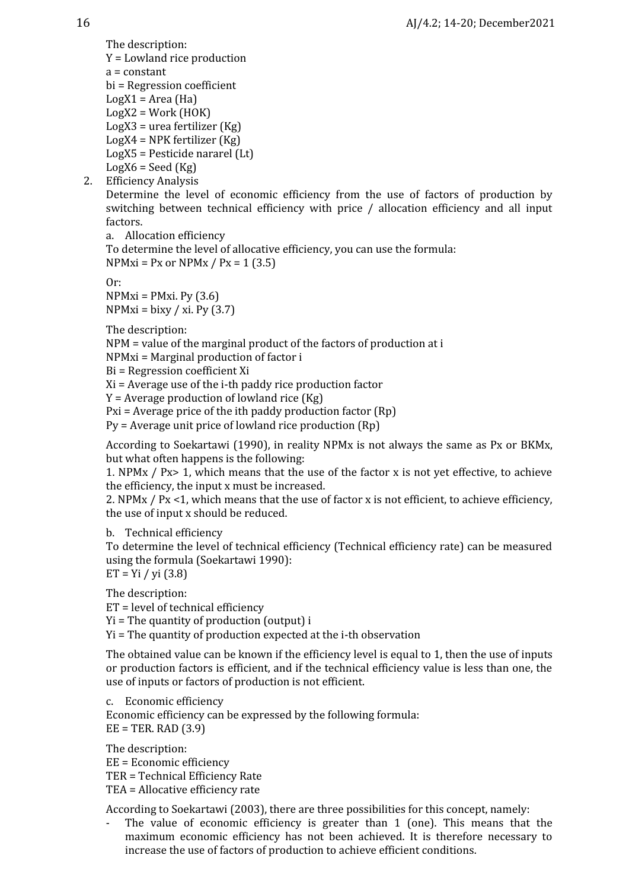The description:
Y = Lowland rice production
a = constant
bi = Regression coefficient
$LogX_1$ = Area (Ha)
$LogX_2$ = Work (HOK)
$LogX_3$ = urea fertilizer (Kg)
$LogX_4$ = NPK fertilizer (Kg)
$LogX_5$ = Pesticide nararel (Lt)
$LogX_6$ = Seed (Kg)

2. Efficiency Analysis

Determine the level of economic efficiency from the use of factors of production by switching between technical efficiency with price / allocation efficiency and all input factors.

a. Allocation efficiency

To determine the level of allocative efficiency, you can use the formula:
$NPMxi = Px$ or $NPMx / Px = 1$ (3.5)

Or:
$NPMxi = PMxi. Py$ (3.6)
$NPMxi = bixy / xi. Py$ (3.7)

The description:
NPM = value of the marginal product of the factors of production at i
NPMxi = Marginal production of factor i
Bi = Regression coefficient Xi
Xi = Average use of the i-th paddy rice production factor
Y = Average production of lowland rice (Kg)
Pxi = Average price of the ith paddy production factor (Rp)
Py = Average unit price of lowland rice production (Rp)

According to Soekartawi (1990), in reality NPMx is not always the same as Px or BKMx, but what often happens is the following:

1. $NPMx / Px > 1$, which means that the use of the factor x is not yet effective, to achieve the efficiency, the input x must be increased.
2. $NPMx / Px < 1$, which means that the use of factor x is not efficient, to achieve efficiency, the use of input x should be reduced.

b. Technical efficiency

To determine the level of technical efficiency (Technical efficiency rate) can be measured using the formula (Soekartawi 1990):
$ET = Yi / yi$ (3.8)

The description:
ET = level of technical efficiency
Yi = The quantity of production (output) i
Yi = The quantity of production expected at the i-th observation

The obtained value can be known if the efficiency level is equal to 1, then the use of inputs or production factors is efficient, and if the technical efficiency value is less than one, the use of inputs or factors of production is not efficient.

c. Economic efficiency

Economic efficiency can be expressed by the following formula:
$EE = TER. RAD$ (3.9)

The description:
EE = Economic efficiency
TER = Technical Efficiency Rate
TEA = Allocative efficiency rate

According to Soekartawi (2003), there are three possibilities for this concept, namely:

- The value of economic efficiency is greater than 1 (one). This means that the maximum economic efficiency has not been achieved. It is therefore necessary to increase the use of factors of production to achieve efficient conditions.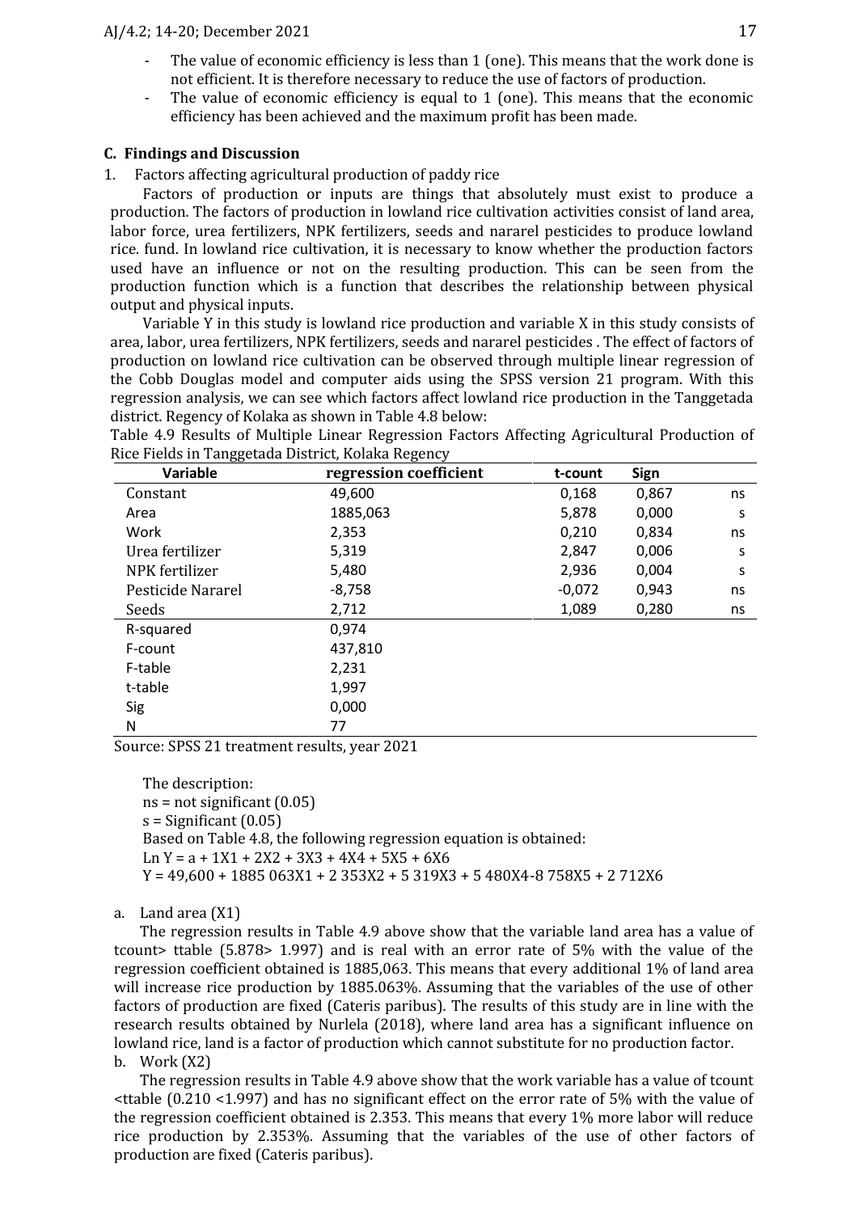- The value of economic efficiency is less than 1 (one). This means that the work done is not efficient. It is therefore necessary to reduce the use of factors of production.
- The value of economic efficiency is equal to 1 (one). This means that the economic efficiency has been achieved and the maximum profit has been made.

## C. Findings and Discussion

1. Factors affecting agricultural production of paddy rice

Factors of production or inputs are things that absolutely must exist to produce a production. The factors of production in lowland rice cultivation activities consist of land area, labor force, urea fertilizers, NPK fertilizers, seeds and nararel pesticides to produce lowland rice. fund. In lowland rice cultivation, it is necessary to know whether the production factors used have an influence or not on the resulting production. This can be seen from the production function which is a function that describes the relationship between physical output and physical inputs.

Variable Y in this study is lowland rice production and variable X in this study consists of area, labor, urea fertilizers, NPK fertilizers, seeds and nararel pesticides . The effect of factors of production on lowland rice cultivation can be observed through multiple linear regression of the Cobb Douglas model and computer aids using the SPSS version 21 program. With this regression analysis, we can see which factors affect lowland rice production in the Tanggetada district. Regency of Kolaka as shown in Table 4.8 below:

Table 4.9 Results of Multiple Linear Regression Factors Affecting Agricultural Production of Rice Fields in Tanggetada District, Kolaka Regency

| Variable | regression coefficient | t-count | Sign | |
|---|---|---|---|---|
| Constant | 49,600 | 0,168 | 0,867 | ns |
| Area | 1885,063 | 5,878 | 0,000 | s |
| Work | 2,353 | 0,210 | 0,834 | ns |
| Urea fertilizer | 5,319 | 2,847 | 0,006 | s |
| NPK fertilizer | 5,480 | 2,936 | 0,004 | s |
| Pesticide Nararel | -8,758 | -0,072 | 0,943 | ns |
| Seeds | 2,712 | 1,089 | 0,280 | ns |
| R-squared | 0,974 | | | |
| F-count | 437,810 | | | |
| F-table | 2,231 | | | |
| t-table | 1,997 | | | |
| Sig | 0,000 | | | |
| N | 77 | | | |

Source: SPSS 21 treatment results, year 2021

The description:
ns = not significant (0.05)
s = Significant (0.05)
Based on Table 4.8, the following regression equation is obtained:
Ln Y = a + 1X1 + 2X2 + 3X3 + 4X4 + 5X5 + 6X6
Y = 49,600 + 1885 063X1 + 2 353X2 + 5 319X3 + 5 480X4-8 758X5 + 2 712X6

a. Land area (X1)

The regression results in Table 4.9 above show that the variable land area has a value of tcount> ttable (5.878> 1.997) and is real with an error rate of 5% with the value of the regression coefficient obtained is 1885,063. This means that every additional 1% of land area will increase rice production by 1885.063%. Assuming that the variables of the use of other factors of production are fixed (Cateris paribus). The results of this study are in line with the research results obtained by Nurlela (2018), where land area has a significant influence on lowland rice, land is a factor of production which cannot substitute for no production factor.

b. Work (X2)

The regression results in Table 4.9 above show that the work variable has a value of tcount <ttable (0.210 <1.997) and has no significant effect on the error rate of 5% with the value of the regression coefficient obtained is 2.353. This means that every 1% more labor will reduce rice production by 2.353%. Assuming that the variables of the use of other factors of production are fixed (Cateris paribus).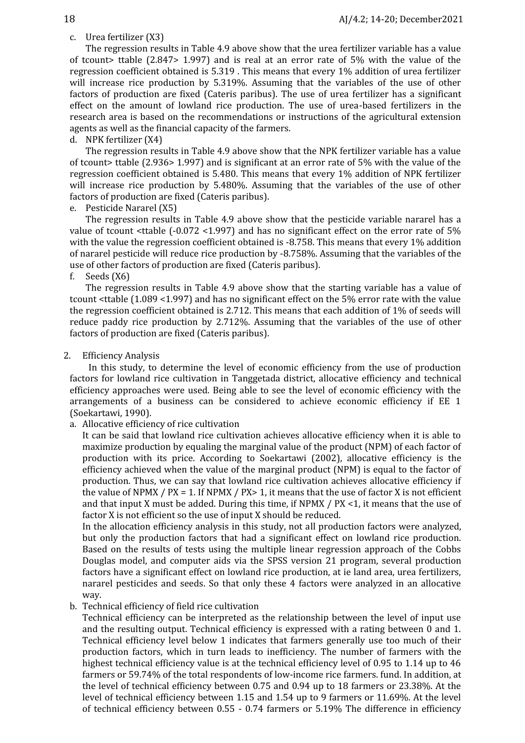c. Urea fertilizer (X3)

The regression results in Table 4.9 above show that the urea fertilizer variable has a value of tcount> ttable (2.847> 1.997) and is real at an error rate of 5% with the value of the regression coefficient obtained is 5.319 . This means that every 1% addition of urea fertilizer will increase rice production by 5.319%. Assuming that the variables of the use of other factors of production are fixed (Cateris paribus). The use of urea fertilizer has a significant effect on the amount of lowland rice production. The use of urea-based fertilizers in the research area is based on the recommendations or instructions of the agricultural extension agents as well as the financial capacity of the farmers.

d. NPK fertilizer (X4)

The regression results in Table 4.9 above show that the NPK fertilizer variable has a value of tcount> ttable (2.936> 1.997) and is significant at an error rate of 5% with the value of the regression coefficient obtained is 5.480. This means that every 1% addition of NPK fertilizer will increase rice production by 5.480%. Assuming that the variables of the use of other factors of production are fixed (Cateris paribus).

e. Pesticide Nararel (X5)

The regression results in Table 4.9 above show that the pesticide variable nararel has a value of tcount <ttable (-0.072 <1.997) and has no significant effect on the error rate of 5% with the value the regression coefficient obtained is -8.758. This means that every 1% addition of nararel pesticide will reduce rice production by -8.758%. Assuming that the variables of the use of other factors of production are fixed (Cateris paribus).

f. Seeds (X6)

The regression results in Table 4.9 above show that the starting variable has a value of tcount <ttable (1.089 <1.997) and has no significant effect on the 5% error rate with the value the regression coefficient obtained is 2.712. This means that each addition of 1% of seeds will reduce paddy rice production by 2.712%. Assuming that the variables of the use of other factors of production are fixed (Cateris paribus).

2. Efficiency Analysis

In this study, to determine the level of economic efficiency from the use of production factors for lowland rice cultivation in Tanggetada district, allocative efficiency and technical efficiency approaches were used. Being able to see the level of economic efficiency with the arrangements of a business can be considered to achieve economic efficiency if EE 1 (Soekartawi, 1990).

a. Allocative efficiency of rice cultivation

It can be said that lowland rice cultivation achieves allocative efficiency when it is able to maximize production by equaling the marginal value of the product (NPM) of each factor of production with its price. According to Soekartawi (2002), allocative efficiency is the efficiency achieved when the value of the marginal product (NPM) is equal to the factor of production. Thus, we can say that lowland rice cultivation achieves allocative efficiency if the value of NPMX / PX = 1. If NPMX / PX> 1, it means that the use of factor X is not efficient and that input X must be added. During this time, if NPMX / PX <1, it means that the use of factor X is not efficient so the use of input X should be reduced.

In the allocation efficiency analysis in this study, not all production factors were analyzed, but only the production factors that had a significant effect on lowland rice production. Based on the results of tests using the multiple linear regression approach of the Cobbs Douglas model, and computer aids via the SPSS version 21 program, several production factors have a significant effect on lowland rice production, at ie land area, urea fertilizers, nararel pesticides and seeds. So that only these 4 factors were analyzed in an allocative way.

b. Technical efficiency of field rice cultivation

Technical efficiency can be interpreted as the relationship between the level of input use and the resulting output. Technical efficiency is expressed with a rating between 0 and 1. Technical efficiency level below 1 indicates that farmers generally use too much of their production factors, which in turn leads to inefficiency. The number of farmers with the highest technical efficiency value is at the technical efficiency level of 0.95 to 1.14 up to 46 farmers or 59.74% of the total respondents of low-income rice farmers. fund. In addition, at the level of technical efficiency between 0.75 and 0.94 up to 18 farmers or 23.38%. At the level of technical efficiency between 1.15 and 1.54 up to 9 farmers or 11.69%. At the level of technical efficiency between 0.55 - 0.74 farmers or 5.19% The difference in efficiency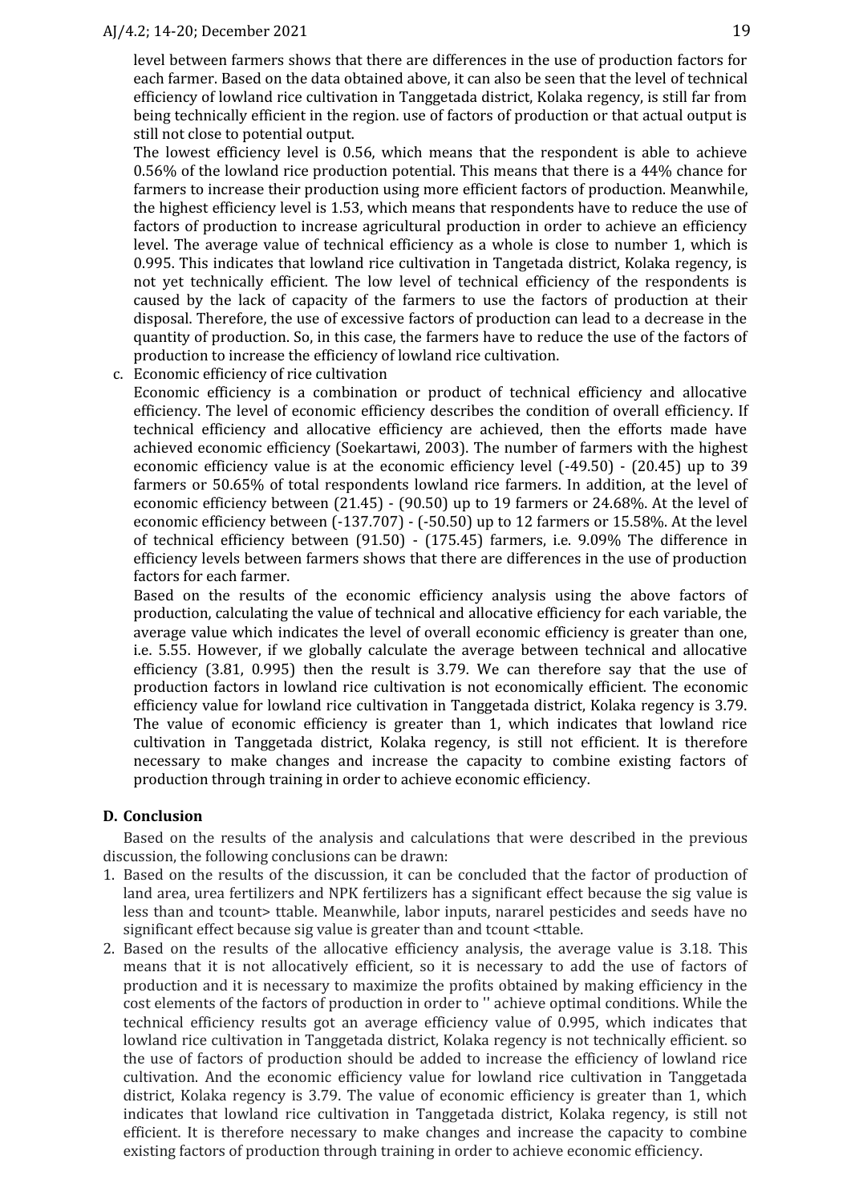level between farmers shows that there are differences in the use of production factors for each farmer. Based on the data obtained above, it can also be seen that the level of technical efficiency of lowland rice cultivation in Tanggetada district, Kolaka regency, is still far from being technically efficient in the region. use of factors of production or that actual output is still not close to potential output.

The lowest efficiency level is 0.56, which means that the respondent is able to achieve 0.56% of the lowland rice production potential. This means that there is a 44% chance for farmers to increase their production using more efficient factors of production. Meanwhile, the highest efficiency level is 1.53, which means that respondents have to reduce the use of factors of production to increase agricultural production in order to achieve an efficiency level. The average value of technical efficiency as a whole is close to number 1, which is 0.995. This indicates that lowland rice cultivation in Tangetada district, Kolaka regency, is not yet technically efficient. The low level of technical efficiency of the respondents is caused by the lack of capacity of the farmers to use the factors of production at their disposal. Therefore, the use of excessive factors of production can lead to a decrease in the quantity of production. So, in this case, the farmers have to reduce the use of the factors of production to increase the efficiency of lowland rice cultivation.

c. Economic efficiency of rice cultivation

Economic efficiency is a combination or product of technical efficiency and allocative efficiency. The level of economic efficiency describes the condition of overall efficiency. If technical efficiency and allocative efficiency are achieved, then the efforts made have achieved economic efficiency (Soekartawi, 2003). The number of farmers with the highest economic efficiency value is at the economic efficiency level (-49.50) - (20.45) up to 39 farmers or 50.65% of total respondents lowland rice farmers. In addition, at the level of economic efficiency between (21.45) - (90.50) up to 19 farmers or 24.68%. At the level of economic efficiency between (-137.707) - (-50.50) up to 12 farmers or 15.58%. At the level of technical efficiency between (91.50) - (175.45) farmers, i.e. 9.09% The difference in efficiency levels between farmers shows that there are differences in the use of production factors for each farmer.

Based on the results of the economic efficiency analysis using the above factors of production, calculating the value of technical and allocative efficiency for each variable, the average value which indicates the level of overall economic efficiency is greater than one, i.e. 5.55. However, if we globally calculate the average between technical and allocative efficiency (3.81, 0.995) then the result is 3.79. We can therefore say that the use of production factors in lowland rice cultivation is not economically efficient. The economic efficiency value for lowland rice cultivation in Tanggetada district, Kolaka regency is 3.79. The value of economic efficiency is greater than 1, which indicates that lowland rice cultivation in Tanggetada district, Kolaka regency, is still not efficient. It is therefore necessary to make changes and increase the capacity to combine existing factors of production through training in order to achieve economic efficiency.

## D. Conclusion

Based on the results of the analysis and calculations that were described in the previous discussion, the following conclusions can be drawn:

1. Based on the results of the discussion, it can be concluded that the factor of production of land area, urea fertilizers and NPK fertilizers has a significant effect because the sig value is less than and tcount> ttable. Meanwhile, labor inputs, nararel pesticides and seeds have no significant effect because sig value is greater than and tcount <ttable.
2. Based on the results of the allocative efficiency analysis, the average value is 3.18. This means that it is not allocatively efficient, so it is necessary to add the use of factors of production and it is necessary to maximize the profits obtained by making efficiency in the cost elements of the factors of production in order to '' achieve optimal conditions. While the technical efficiency results got an average efficiency value of 0.995, which indicates that lowland rice cultivation in Tanggetada district, Kolaka regency is not technically efficient. so the use of factors of production should be added to increase the efficiency of lowland rice cultivation. And the economic efficiency value for lowland rice cultivation in Tanggetada district, Kolaka regency is 3.79. The value of economic efficiency is greater than 1, which indicates that lowland rice cultivation in Tanggetada district, Kolaka regency, is still not efficient. It is therefore necessary to make changes and increase the capacity to combine existing factors of production through training in order to achieve economic efficiency.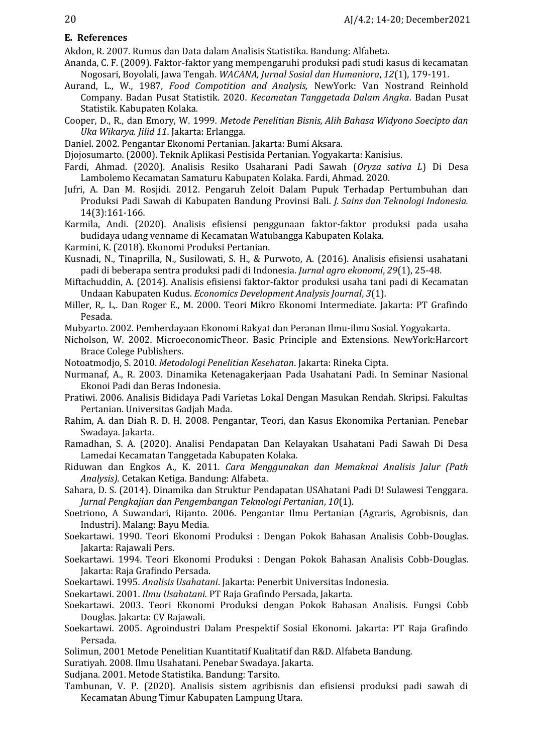## E. References

Akdon, R. 2007. Rumus dan Data dalam Analisis Statistika. Bandung: Alfabeta.

Ananda, C. F. (2009). Faktor-faktor yang mempengaruhi produksi padi studi kasus di kecamatan Nogosari, Boyolali, Jawa Tengah. *WACANA, Jurnal Sosial dan Humaniora*, *12*(1), 179-191.

Aurand, L., W., 1987, *Food Compotition and Analysis,* NewYork: Van Nostrand Reinhold Company. Badan Pusat Statistik. 2020. *Kecamatan Tanggetada Dalam Angka*. Badan Pusat Statistik. Kabupaten Kolaka.

Cooper, D., R., dan Emory, W. 1999. *Metode Penelitian Bisnis, Alih Bahasa Widyono Soecipto dan Uka Wikarya. Jilid 11*. Jakarta: Erlangga.

Daniel. 2002. Pengantar Ekonomi Pertanian. Jakarta: Bumi Aksara.

Djojosumarto. (2000). Teknik Aplikasi Pestisida Pertanian. Yogyakarta: Kanisius.

Fardi, Ahmad. (2020). Analisis Resiko Usaharani Padi Sawah (*Oryza sativa L*) Di Desa Lambolemo Kecamatan Samaturu Kabupaten Kolaka. Fardi, Ahmad. 2020.

Jufri, A. Dan M. Rosjidi. 2012. Pengaruh Zeloit Dalam Pupuk Terhadap Pertumbuhan dan Produksi Padi Sawah di Kabupaten Bandung Provinsi Bali. *J. Sains dan Teknologi Indonesia.* 14(3):161-166.

Karmila, Andi. (2020). Analisis efisiensi penggunaan faktor-faktor produksi pada usaha budidaya udang venname di Kecamatan Watubangga Kabupaten Kolaka.

Karmini, K. (2018). Ekonomi Produksi Pertanian.

Kusnadi, N., Tinaprilla, N., Susilowati, S. H., & Purwoto, A. (2016). Analisis efisiensi usahatani padi di beberapa sentra produksi padi di Indonesia. *Jurnal agro ekonomi*, *29*(1), 25-48.

Miftachuddin, A. (2014). Analisis efisiensi faktor-faktor produksi usaha tani padi di Kecamatan Undaan Kabupaten Kudus. *Economics Development Analysis Journal*, *3*(1).

Miller, R,. L,. Dan Roger E., M. 2000. Teori Mikro Ekonomi Intermediate. Jakarta: PT Grafindo Pesada.

Mubyarto. 2002. Pemberdayaan Ekonomi Rakyat dan Peranan Ilmu-ilmu Sosial. Yogyakarta.

Nicholson, W. 2002. MicroeconomicTheor. Basic Principle and Extensions. NewYork:Harcort Brace Colege Publishers.

Notoatmodjo, S. 2010. *Metodologi Penelitian Kesehatan*. Jakarta: Rineka Cipta.

Nurmanaf, A., R. 2003. Dinamika Ketenagakerjaan Pada Usahatani Padi. In Seminar Nasional Ekonoi Padi dan Beras Indonesia.

Pratiwi. 2006. Analisis Bididaya Padi Varietas Lokal Dengan Masukan Rendah. Skripsi. Fakultas Pertanian. Universitas Gadjah Mada.

Rahim, A. dan Diah R. D. H. 2008. Pengantar, Teori, dan Kasus Ekonomika Pertanian. Penebar Swadaya. Jakarta.

Ramadhan, S. A. (2020). Analisi Pendapatan Dan Kelayakan Usahatani Padi Sawah Di Desa Lamedai Kecamatan Tanggetada Kabupaten Kolaka.

Riduwan dan Engkos A., K. 2011. *Cara Menggunakan dan Memaknai Analisis Jalur (Path Analysis).* Cetakan Ketiga. Bandung: Alfabeta.

Sahara, D. S. (2014). Dinamika dan Struktur Pendapatan USAhatani Padi D! Sulawesi Tenggara. *Jurnal Pengkajian dan Pengembangan Teknologi Pertanian*, *10*(1).

Soetriono, A Suwandari, Rijanto. 2006. Pengantar Ilmu Pertanian (Agraris, Agrobisnis, dan Industri). Malang: Bayu Media.

Soekartawi. 1990. Teori Ekonomi Produksi : Dengan Pokok Bahasan Analisis Cobb-Douglas. Jakarta: Rajawali Pers.

Soekartawi. 1994. Teori Ekonomi Produksi : Dengan Pokok Bahasan Analisis Cobb-Douglas. Jakarta: Raja Grafindo Persada.

Soekartawi. 1995. *Analisis Usahatani*. Jakarta: Penerbit Universitas Indonesia.

Soekartawi. 2001. *Ilmu Usahatani.* PT Raja Grafindo Persada, Jakarta*.*

Soekartawi. 2003. Teori Ekonomi Produksi dengan Pokok Bahasan Analisis. Fungsi Cobb Douglas. Jakarta: CV Rajawali.

Soekartawi. 2005. Agroindustri Dalam Prespektif Sosial Ekonomi. Jakarta: PT Raja Grafindo Persada.

Solimun, 2001 Metode Penelitian Kuantitatif Kualitatif dan R&D. Alfabeta Bandung.

Suratiyah. 2008. Ilmu Usahatani. Penebar Swadaya. Jakarta.

Sudjana. 2001. Metode Statistika. Bandung: Tarsito.

Tambunan, V. P. (2020). Analisis sistem agribisnis dan efisiensi produksi padi sawah di Kecamatan Abung Timur Kabupaten Lampung Utara.